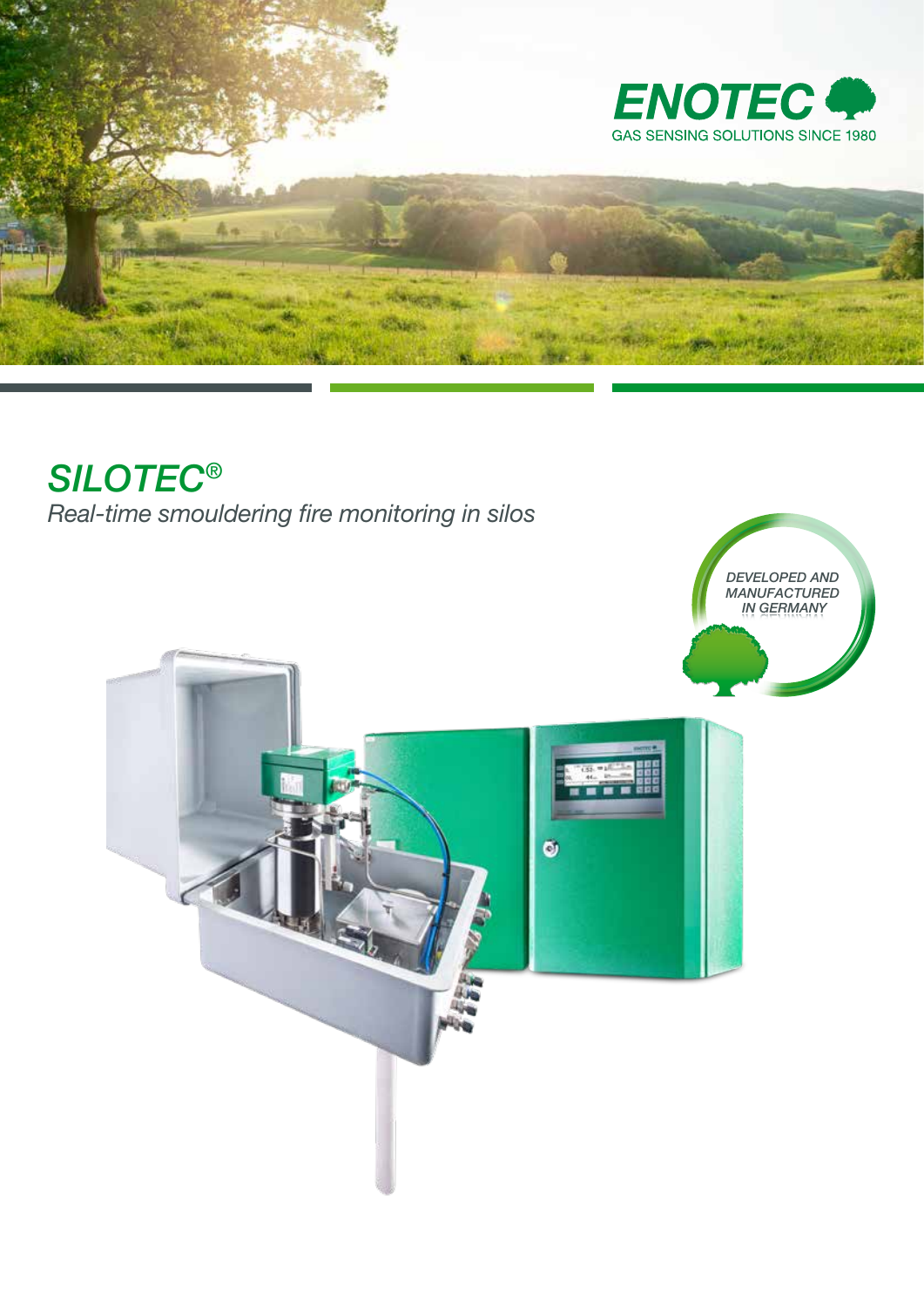ENOTEC

GAS SENSING SOLUTIONS SINCE 1980

# SILOTEC®

*Real-time smouldering fire monitoring in silos*

*DEVELOPED AND MANUFACTURED IN GERMANY*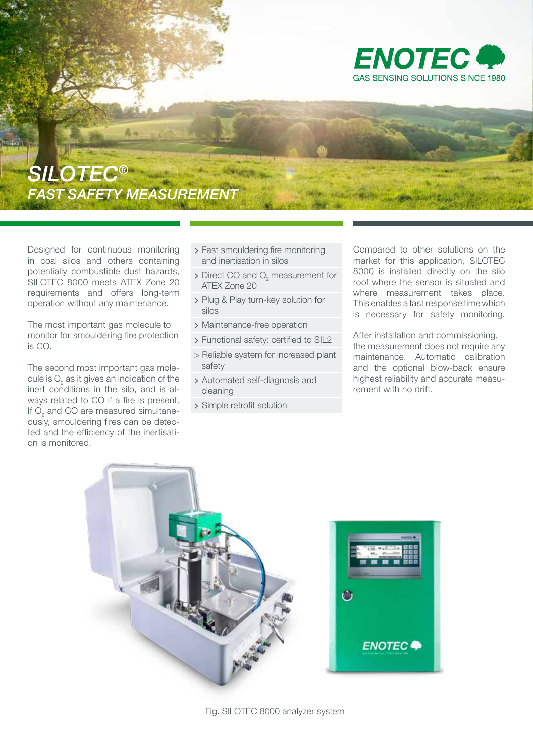ENOTEC
GAS SENSING SOLUTIONS SINCE 1980

# SILOTEC®

## *FAST SAFETY MEASUREMENT*

Designed for continuous monitoring in coal silos and others containing potentially combustible dust hazards, SILOTEC 8000 meets ATEX Zone 20 requirements and offers long-term operation without any maintenance.

The most important gas molecule to monitor for smouldering fire protection is CO.

The second most important gas molecule is $O_2$ as it gives an indication of the inert conditions in the silo, and is always related to CO if a fire is present. If $O_2$ and CO are measured simultaneously, smouldering fires can be detected and the efficiency of the inertisation is monitored.

- Fast smouldering fire monitoring and inertisation in silos
- Direct CO and $O_2$ measurement for ATEX Zone 20
- Plug & Play turn-key solution for silos
- Maintenance-free operation
- Functional safety: certified to SIL2
- Reliable system for increased plant safety
- Automated self-diagnosis and cleaning
- Simple retrofit solution

Compared to other solutions on the market for this application, SILOTEC 8000 is installed directly on the silo roof where the sensor is situated and where measurement takes place. This enables a fast response time which is necessary for safety monitoring.

After installation and commissioning, the measurement does not require any maintenance. Automatic calibration and the optional blow-back ensure highest reliability and accurate measurement with no drift.

Fig. SILOTEC 8000 analyzer system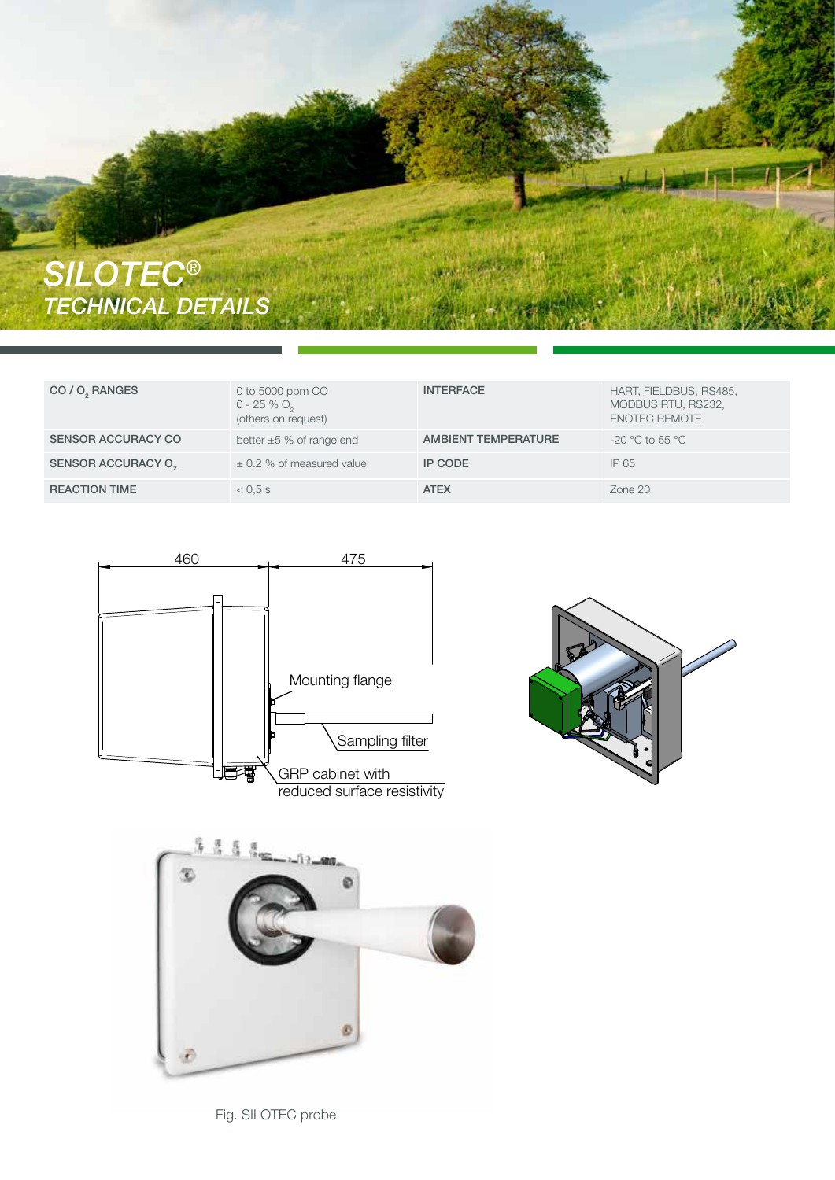# SILOTEC®
## TECHNICAL DETAILS

| CO / $O_2$ RANGES | 0 to 5000 ppm CO<br>0 - 25 % $O_2$<br>(others on request) | INTERFACE | HART, FIELDBUS, RS485, MODBUS RTU, RS232, ENOTEC REMOTE |
|---|---|---|---|
| SENSOR ACCURACY CO | better ±5 % of range end | AMBIENT TEMPERATURE | -20 °C to 55 °C |
| SENSOR ACCURACY $O_2$ | ± 0.2 % of measured value | IP CODE | IP 65 |
| REACTION TIME | < 0,5 s | ATEX | Zone 20 |

460

475

Mounting flange

Sampling filter

GRP cabinet with reduced surface resistivity

Fig. SILOTEC probe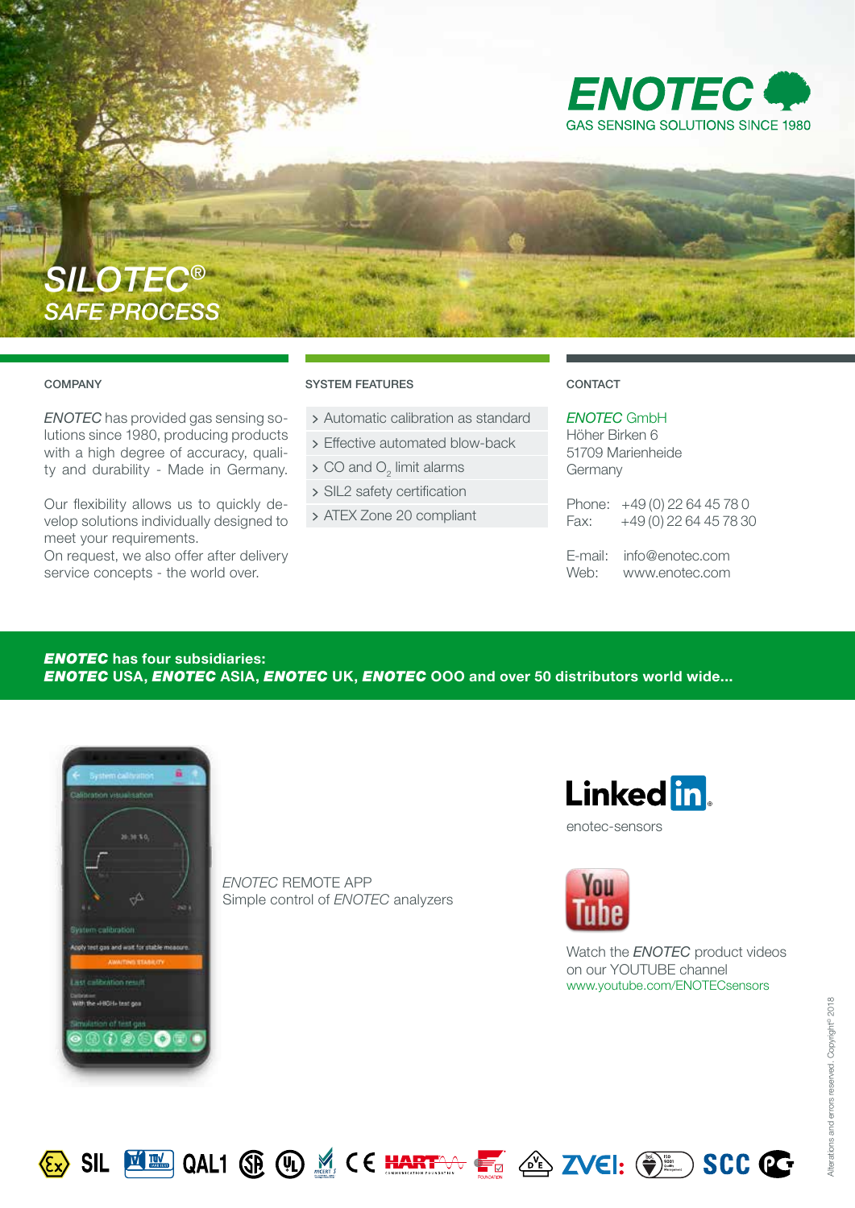# ENOTEC

GAS SENSING SOLUTIONS SINCE 1980

## *SILOTEC®*

## *SAFE PROCESS*

### COMPANY

*ENOTEC* has provided gas sensing solutions since 1980, producing products with a high degree of accuracy, quality and durability - Made in Germany.

Our flexibility allows us to quickly develop solutions individually designed to meet your requirements.
On request, we also offer after delivery service concepts - the world over.

### SYSTEM FEATURES

- Automatic calibration as standard
- Effective automated blow-back
- CO and $O_2$ limit alarms
- SIL2 safety certification
- ATEX Zone 20 compliant

### CONTACT

*ENOTEC* GmbH
Höher Birken 6
51709 Marienheide
Germany

Phone: +49 (0) 22 64 45 78 0
Fax: +49 (0) 22 64 45 78 30

E-mail: info@enotec.com
Web: www.enotec.com

***ENOTEC*** **has four subsidiaries:**
***ENOTEC*** **USA,** ***ENOTEC*** **ASIA,** ***ENOTEC*** **UK,** ***ENOTEC*** **OOO and over 50 distributors world wide...**

*ENOTEC* REMOTE APP
Simple control of *ENOTEC* analyzers

LinkedIn
enotec-sensors

YouTube
Watch the *ENOTEC* product videos on our YOUTUBE channel
www.youtube.com/ENOTECsensors

Alterations and errors reserved. Copyright© 2018

SIL QAL1 CE HART ZVEI SCC